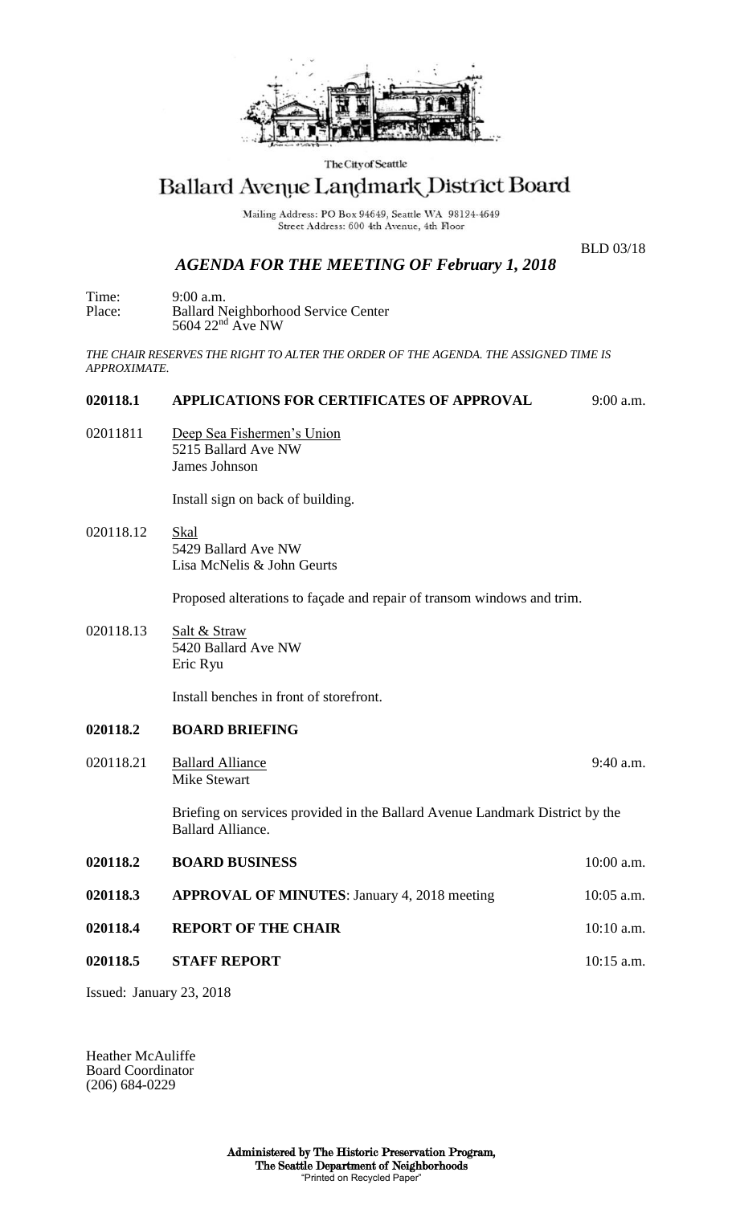The City of Seattle

# Ballard Avenue Landmark District Board

Mailing Address: PO Box 94649, Seattle WA 98124-4649
Street Address: 600 4th Avenue, 4th Floor

BLD 03/18

## *AGENDA FOR THE MEETING OF February 1, 2018*

Time: 9:00 a.m.
Place: Ballard Neighborhood Service Center
5604 22nd Ave NW

*THE CHAIR RESERVES THE RIGHT TO ALTER THE ORDER OF THE AGENDA. THE ASSIGNED TIME IS APPROXIMATE.*

**020118.1 APPLICATIONS FOR CERTIFICATES OF APPROVAL** 9:00 a.m.

02011811 Deep Sea Fishermen's Union
5215 Ballard Ave NW
James Johnson

Install sign on back of building.

020118.12 Skal
5429 Ballard Ave NW
Lisa McNelis & John Geurts

Proposed alterations to façade and repair of transom windows and trim.

020118.13 Salt & Straw
5420 Ballard Ave NW
Eric Ryu

Install benches in front of storefront.

**020118.2 BOARD BRIEFING**

020118.21 Ballard Alliance 9:40 a.m.
Mike Stewart

Briefing on services provided in the Ballard Avenue Landmark District by the Ballard Alliance.

**020118.2 BOARD BUSINESS** 10:00 a.m.

**020118.3 APPROVAL OF MINUTES**: January 4, 2018 meeting 10:05 a.m.

**020118.4 REPORT OF THE CHAIR** 10:10 a.m.

**020118.5 STAFF REPORT** 10:15 a.m.

Issued: January 23, 2018

Heather McAuliffe
Board Coordinator
(206) 684-0229

**Administered by The Historic Preservation Program,
The Seattle Department of Neighborhoods**
"Printed on Recycled Paper"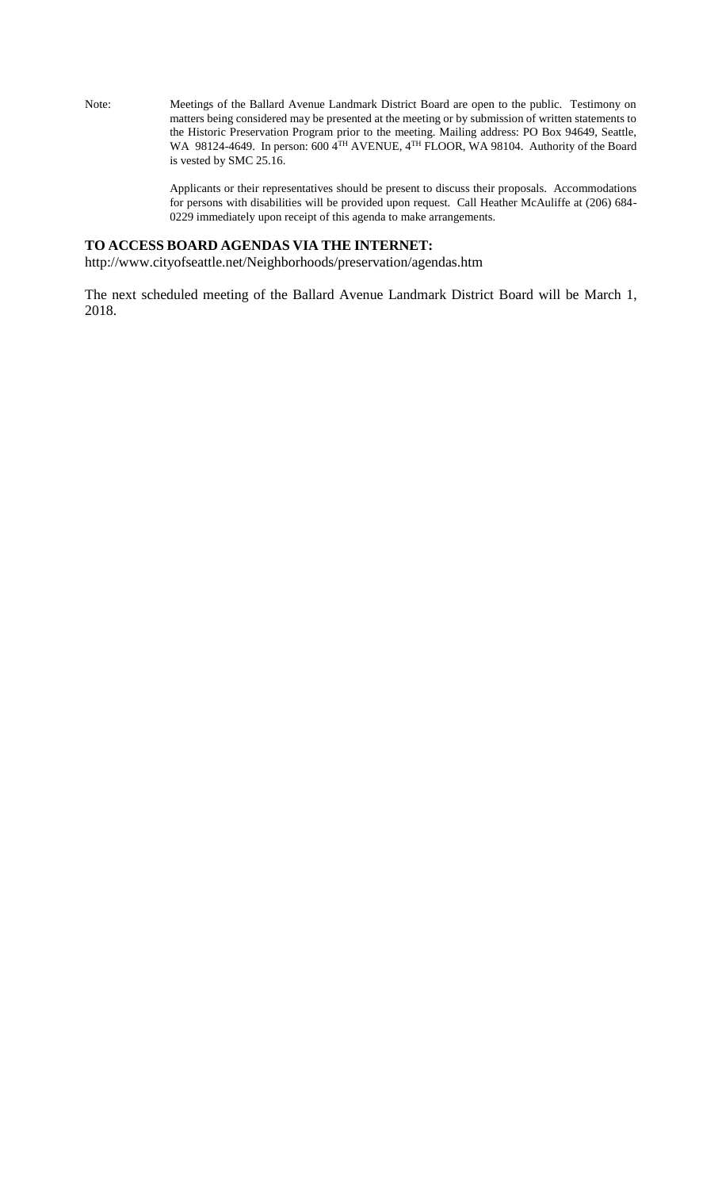Note: Meetings of the Ballard Avenue Landmark District Board are open to the public. Testimony on matters being considered may be presented at the meeting or by submission of written statements to the Historic Preservation Program prior to the meeting. Mailing address: PO Box 94649, Seattle, WA 98124-4649. In person: 600 4TH AVENUE, 4TH FLOOR, WA 98104. Authority of the Board is vested by SMC 25.16.

Applicants or their representatives should be present to discuss their proposals. Accommodations for persons with disabilities will be provided upon request. Call Heather McAuliffe at (206) 684-0229 immediately upon receipt of this agenda to make arrangements.

**TO ACCESS BOARD AGENDAS VIA THE INTERNET:**

http://www.cityofseattle.net/Neighborhoods/preservation/agendas.htm

The next scheduled meeting of the Ballard Avenue Landmark District Board will be March 1, 2018.